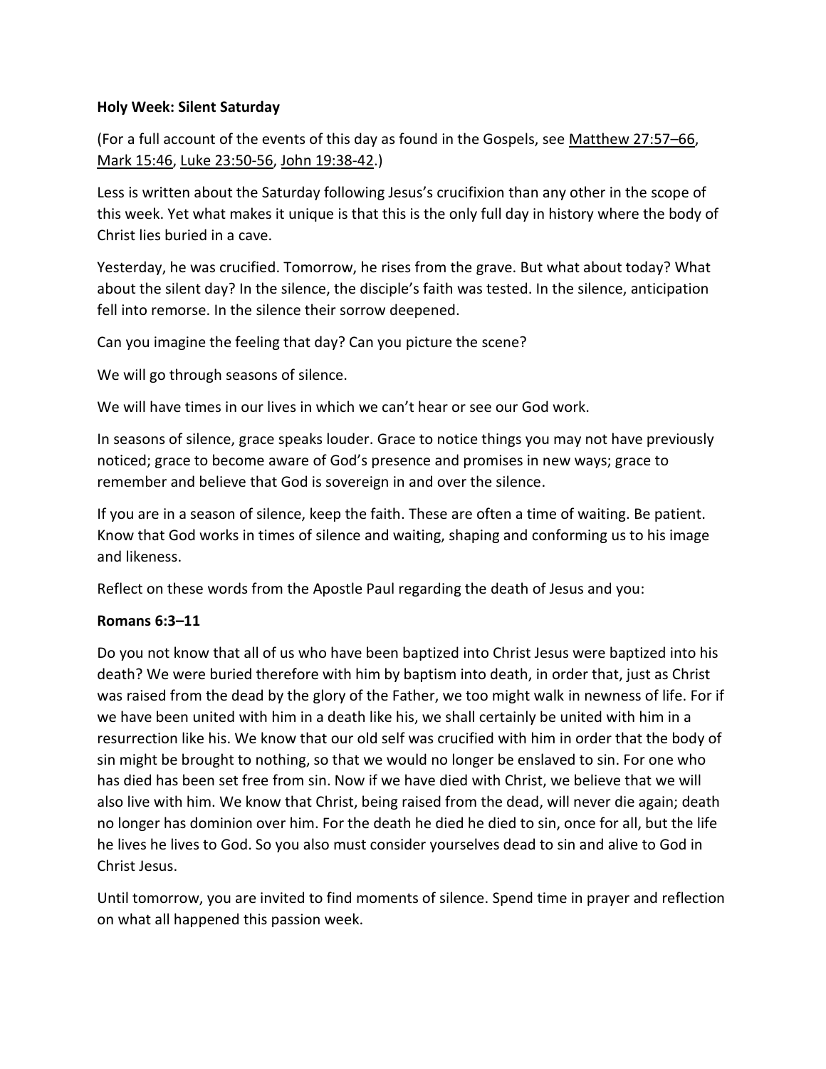**Holy Week: Silent Saturday**

(For a full account of the events of this day as found in the Gospels, see Matthew 27:57–66, Mark 15:46, Luke 23:50-56, John 19:38-42.)

Less is written about the Saturday following Jesus's crucifixion than any other in the scope of this week. Yet what makes it unique is that this is the only full day in history where the body of Christ lies buried in a cave.

Yesterday, he was crucified. Tomorrow, he rises from the grave. But what about today? What about the silent day? In the silence, the disciple's faith was tested. In the silence, anticipation fell into remorse. In the silence their sorrow deepened.

Can you imagine the feeling that day? Can you picture the scene?

We will go through seasons of silence.

We will have times in our lives in which we can't hear or see our God work.

In seasons of silence, grace speaks louder. Grace to notice things you may not have previously noticed; grace to become aware of God's presence and promises in new ways; grace to remember and believe that God is sovereign in and over the silence.

If you are in a season of silence, keep the faith. These are often a time of waiting. Be patient. Know that God works in times of silence and waiting, shaping and conforming us to his image and likeness.

Reflect on these words from the Apostle Paul regarding the death of Jesus and you:

**Romans 6:3–11**

Do you not know that all of us who have been baptized into Christ Jesus were baptized into his death? We were buried therefore with him by baptism into death, in order that, just as Christ was raised from the dead by the glory of the Father, we too might walk in newness of life. For if we have been united with him in a death like his, we shall certainly be united with him in a resurrection like his. We know that our old self was crucified with him in order that the body of sin might be brought to nothing, so that we would no longer be enslaved to sin. For one who has died has been set free from sin. Now if we have died with Christ, we believe that we will also live with him. We know that Christ, being raised from the dead, will never die again; death no longer has dominion over him. For the death he died he died to sin, once for all, but the life he lives he lives to God. So you also must consider yourselves dead to sin and alive to God in Christ Jesus.

Until tomorrow, you are invited to find moments of silence. Spend time in prayer and reflection on what all happened this passion week.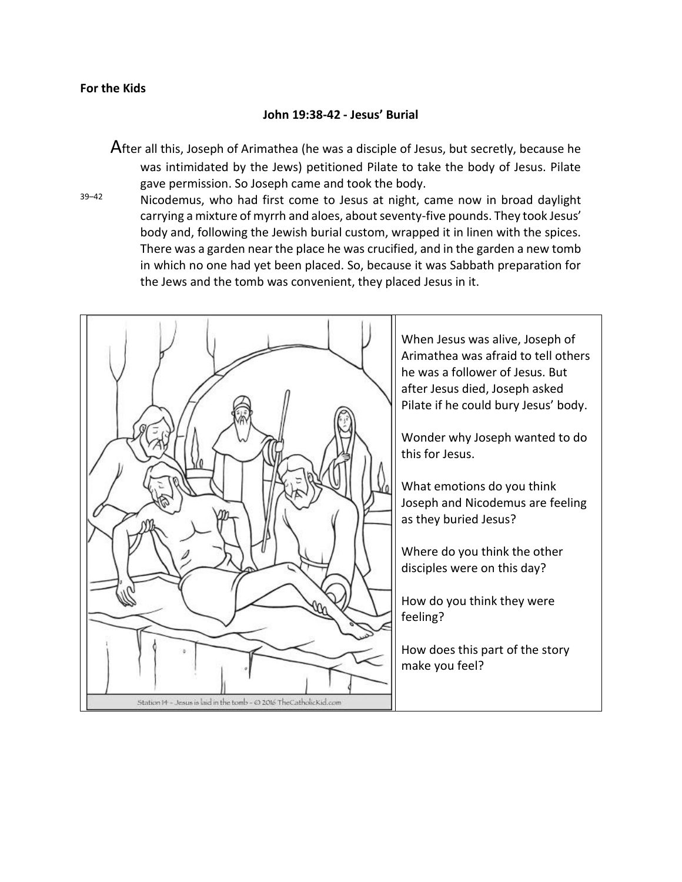**For the Kids**

**John 19:38-42 - Jesus' Burial**

After all this, Joseph of Arimathea (he was a disciple of Jesus, but secretly, because he was intimidated by the Jews) petitioned Pilate to take the body of Jesus. Pilate gave permission. So Joseph came and took the body.

39–42 Nicodemus, who had first come to Jesus at night, came now in broad daylight carrying a mixture of myrrh and aloes, about seventy-five pounds. They took Jesus' body and, following the Jewish burial custom, wrapped it in linen with the spices. There was a garden near the place he was crucified, and in the garden a new tomb in which no one had yet been placed. So, because it was Sabbath preparation for the Jews and the tomb was convenient, they placed Jesus in it.

Station 14 - Jesus is laid in the tomb - © 2016 TheCatholicKid.com

When Jesus was alive, Joseph of Arimathea was afraid to tell others he was a follower of Jesus. But after Jesus died, Joseph asked Pilate if he could bury Jesus' body.

Wonder why Joseph wanted to do this for Jesus.

What emotions do you think Joseph and Nicodemus are feeling as they buried Jesus?

Where do you think the other disciples were on this day?

How do you think they were feeling?

How does this part of the story make you feel?